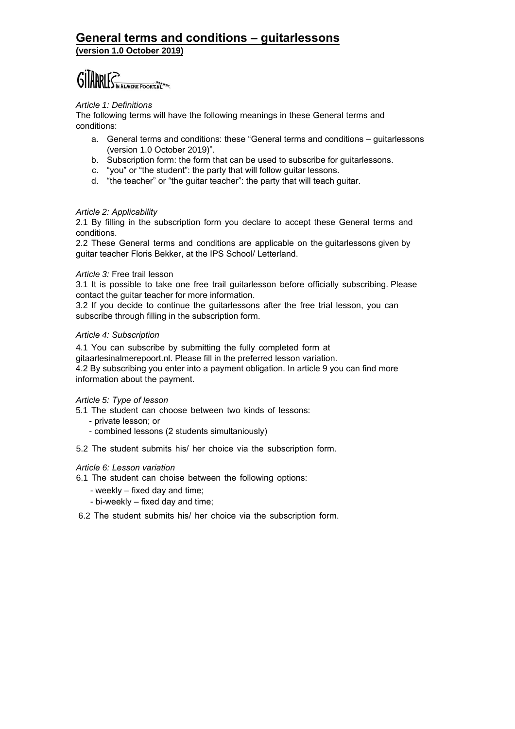# General terms and conditions – guitarlessons

**(version 1.0 October 2019)**

GITAARLES IN ALMERE POORT.NL

*Article 1: Definitions*

The following terms will have the following meanings in these General terms and conditions:

a. General terms and conditions: these "General terms and conditions – guitarlessons (version 1.0 October 2019)".
b. Subscription form: the form that can be used to subscribe for guitarlessons.
c. "you" or "the student": the party that will follow guitar lessons.
d. "the teacher" or "the guitar teacher": the party that will teach guitar.

*Article 2: Applicability*

2.1 By filling in the subscription form you declare to accept these General terms and conditions.

2.2 These General terms and conditions are applicable on the guitarlessons given by guitar teacher Floris Bekker, at the IPS School/ Letterland.

*Article 3:* Free trail lesson

3.1 It is possible to take one free trail guitarlesson before officially subscribing. Please contact the guitar teacher for more information.

3.2 If you decide to continue the guitarlessons after the free trial lesson, you can subscribe through filling in the subscription form.

*Article 4: Subscription*

4.1 You can subscribe by submitting the fully completed form at gitaarlesinalmerepoort.nl. Please fill in the preferred lesson variation.

4.2 By subscribing you enter into a payment obligation. In article 9 you can find more information about the payment.

*Article 5: Type of lesson*

5.1 The student can choose between two kinds of lessons:

- private lesson; or
- combined lessons (2 students simultaniously)

5.2 The student submits his/ her choice via the subscription form.

*Article 6: Lesson variation*

6.1 The student can choise between the following options:

- weekly – fixed day and time;
- bi-weekly – fixed day and time;

6.2 The student submits his/ her choice via the subscription form.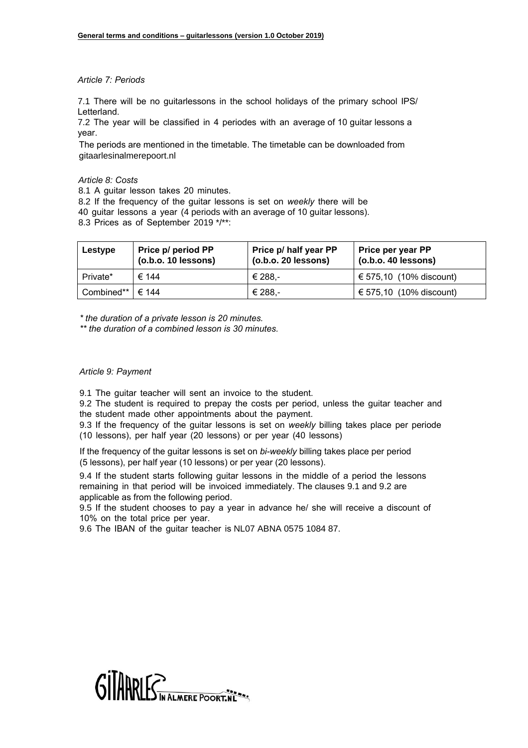*Article 7: Periods*

7.1 There will be no guitarlessons in the school holidays of the primary school IPS/ Letterland.
7.2 The year will be classified in 4 periodes with an average of 10 guitar lessons a year.
The periods are mentioned in the timetable. The timetable can be downloaded from gitaarlesinalmerepoort.nl

*Article 8: Costs*

8.1 A guitar lesson takes 20 minutes.
8.2 If the frequency of the guitar lessons is set on *weekly* there will be 40 guitar lessons a year (4 periods with an average of 10 guitar lessons).
8.3 Prices as of September 2019 */**:

| Lestype | Price p/ period PP (o.b.o. 10 lessons) | Price p/ half year PP (o.b.o. 20 lessons) | Price per year PP (o.b.o. 40 lessons) |
|---|---|---|---|
| Private* | € 144 | € 288,- | € 575,10 (10% discount) |
| Combined** | € 144 | € 288,- | € 575,10 (10% discount) |

*\* the duration of a private lesson is 20 minutes.*
*\*\* the duration of a combined lesson is 30 minutes.*

*Article 9: Payment*

9.1 The guitar teacher will sent an invoice to the student.
9.2 The student is required to prepay the costs per period, unless the guitar teacher and the student made other appointments about the payment.
9.3 If the frequency of the guitar lessons is set on *weekly* billing takes place per periode (10 lessons), per half year (20 lessons) or per year (40 lessons)

If the frequency of the guitar lessons is set on *bi-weekly* billing takes place per period (5 lessons), per half year (10 lessons) or per year (20 lessons).

9.4 If the student starts following guitar lessons in the middle of a period the lessons remaining in that period will be invoiced immediately. The clauses 9.1 and 9.2 are applicable as from the following period.
9.5 If the student chooses to pay a year in advance he/ she will receive a discount of 10% on the total price per year.
9.6 The IBAN of the guitar teacher is NL07 ABNA 0575 1084 87.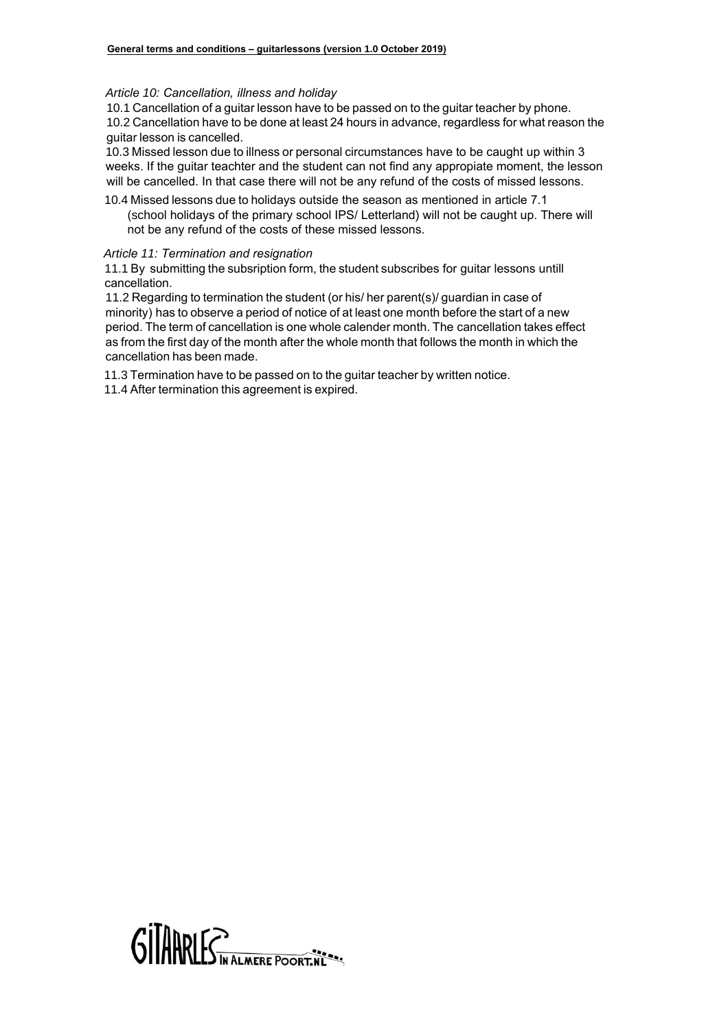*Article 10: Cancellation, illness and holiday*

10.1 Cancellation of a guitar lesson have to be passed on to the guitar teacher by phone.

10.2 Cancellation have to be done at least 24 hours in advance, regardless for what reason the guitar lesson is cancelled.

10.3 Missed lesson due to illness or personal circumstances have to be caught up within 3 weeks. If the guitar teachter and the student can not find any appropiate moment, the lesson will be cancelled. In that case there will not be any refund of the costs of missed lessons.

10.4 Missed lessons due to holidays outside the season as mentioned in article 7.1 (school holidays of the primary school IPS/ Letterland) will not be caught up. There will not be any refund of the costs of these missed lessons.

*Article 11: Termination and resignation*

11.1 By submitting the subsription form, the student subscribes for guitar lessons untill cancellation.

11.2 Regarding to termination the student (or his/ her parent(s)/ guardian in case of minority) has to observe a period of notice of at least one month before the start of a new period. The term of cancellation is one whole calender month. The cancellation takes effect as from the first day of the month after the whole month that follows the month in which the cancellation has been made.

11.3 Termination have to be passed on to the guitar teacher by written notice.

11.4 After termination this agreement is expired.